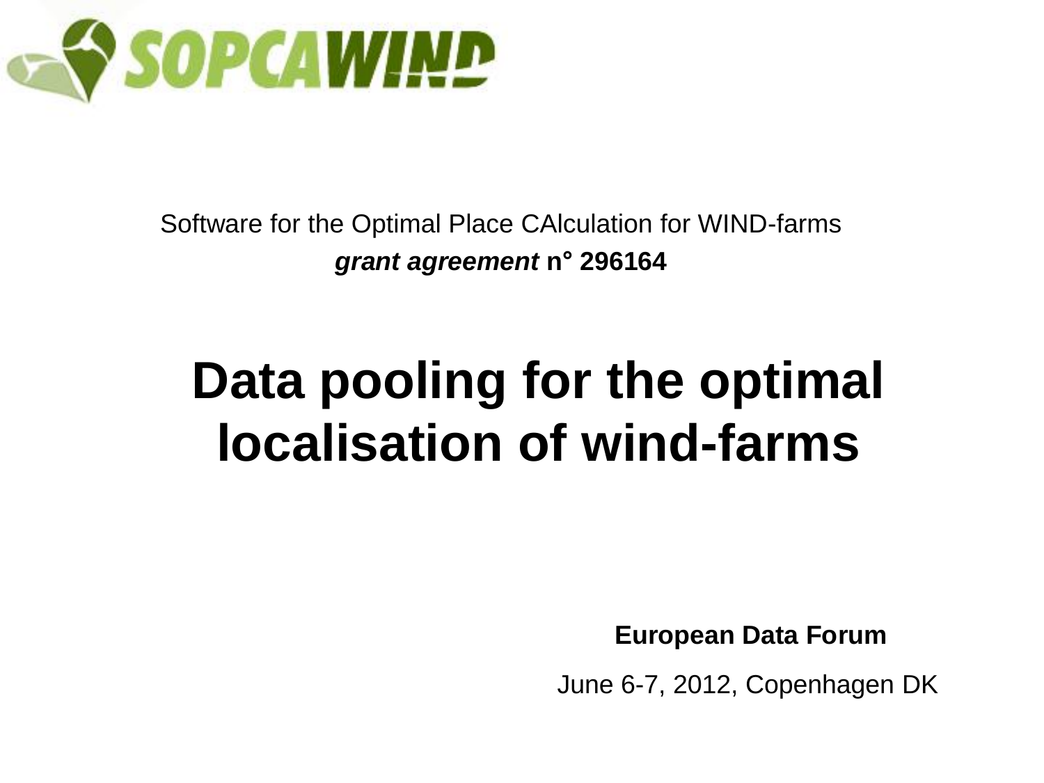SOPCAWIND

Software for the Optimal Place CAlculation for WIND-farms

***grant agreement* n° 296164**

# Data pooling for the optimal localisation of wind-farms

**European Data Forum**

June 6-7, 2012, Copenhagen DK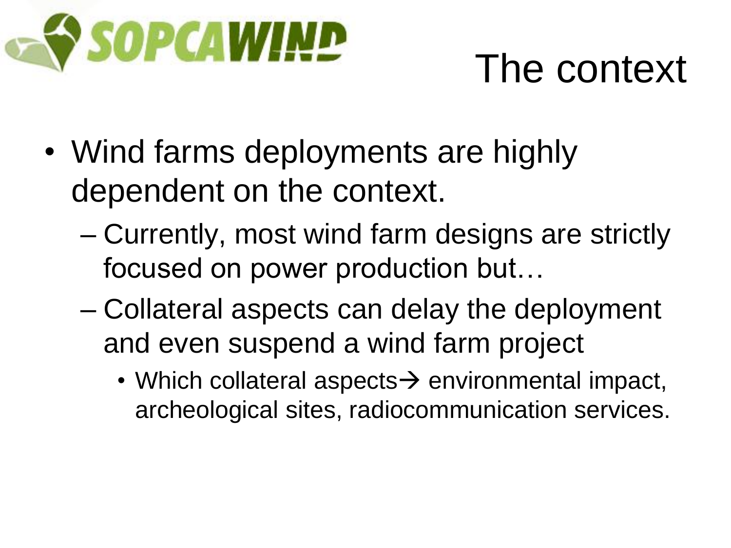# The context

- Wind farms deployments are highly dependent on the context.
  - Currently, most wind farm designs are strictly focused on power production but…
  - Collateral aspects can delay the deployment and even suspend a wind farm project
    - Which collateral aspects→ environmental impact, archeological sites, radiocommunication services.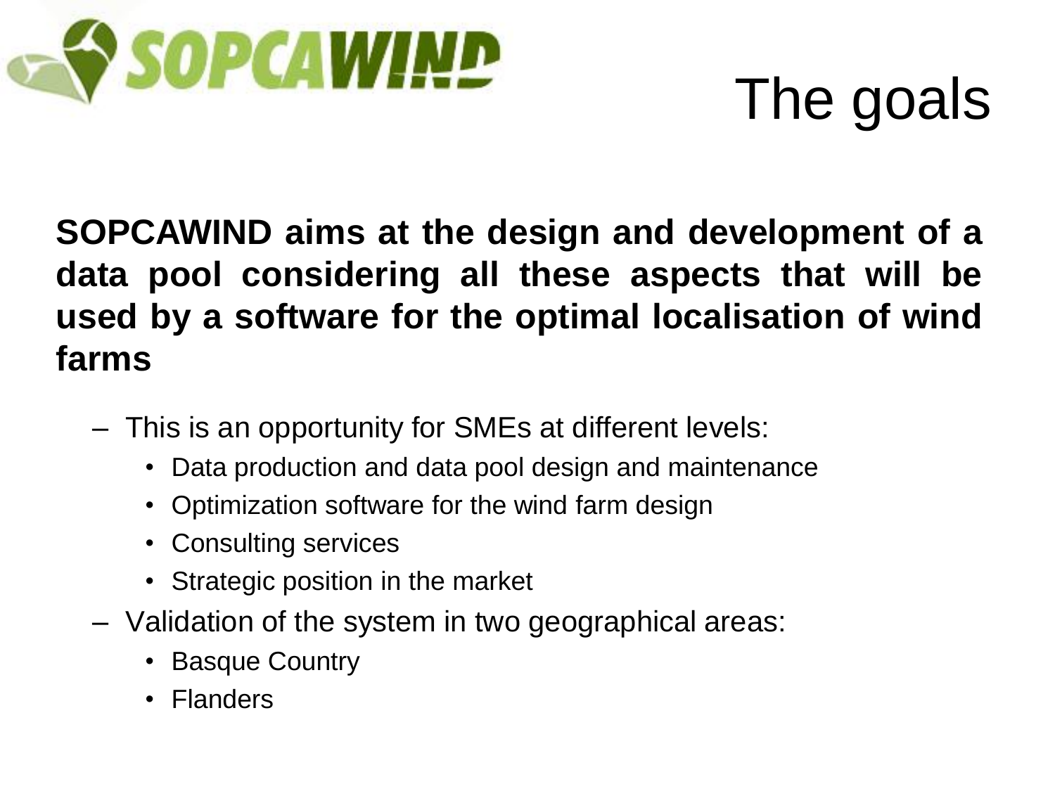# The goals

**SOPCAWIND aims at the design and development of a data pool considering all these aspects that will be used by a software for the optimal localisation of wind farms**

- This is an opportunity for SMEs at different levels:
  - Data production and data pool design and maintenance
  - Optimization software for the wind farm design
  - Consulting services
  - Strategic position in the market
- Validation of the system in two geographical areas:
  - Basque Country
  - Flanders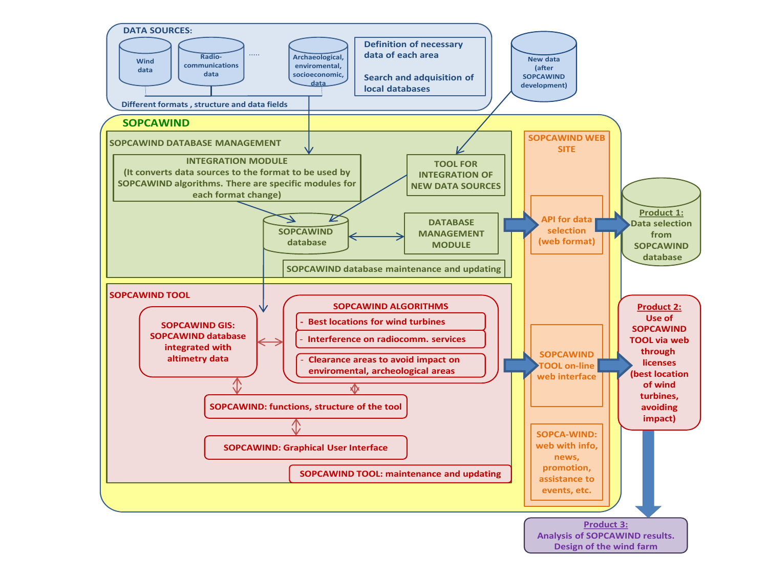**DATA SOURCES:**

- Wind data
- Radio-communications data
- .....
- Archaeological, enviromental, socioeconomic, data

Different formats , structure and data fields

Definition of necessary data of each area

Search and adquisition of local databases

New data (after SOPCAWIND development)

## SOPCAWIND

### SOPCAWIND DATABASE MANAGEMENT

**INTEGRATION MODULE** (It converts data sources to the format to be used by SOPCAWIND algorithms. There are specific modules for each format change)

TOOL FOR INTEGRATION OF NEW DATA SOURCES

SOPCAWIND database

DATABASE MANAGEMENT MODULE

SOPCAWIND database maintenance and updating

### SOPCAWIND TOOL

**SOPCAWIND GIS:** SOPCAWIND database integrated with altimetry data

**SOPCAWIND ALGORITHMS**

- Best locations for wind turbines
- Interference on radiocomm. services
- Clearance areas to avoid impact on enviromental, archeological areas

SOPCAWIND: functions, structure of the tool

SOPCAWIND: Graphical User Interface

SOPCAWIND TOOL: maintenance and updating

### SOPCAWIND WEB SITE

API for data selection (web format)

SOPCAWIND TOOL on-line web interface

SOPCA-WIND: web with info, news, promotion, assistance to events, etc.

**Product 1:** Data selection from SOPCAWIND database

**Product 2:** Use of SOPCAWIND TOOL via web through licenses (best location of wind turbines, avoiding impact)

**Product 3:** Analysis of SOPCAWIND results. Design of the wind farm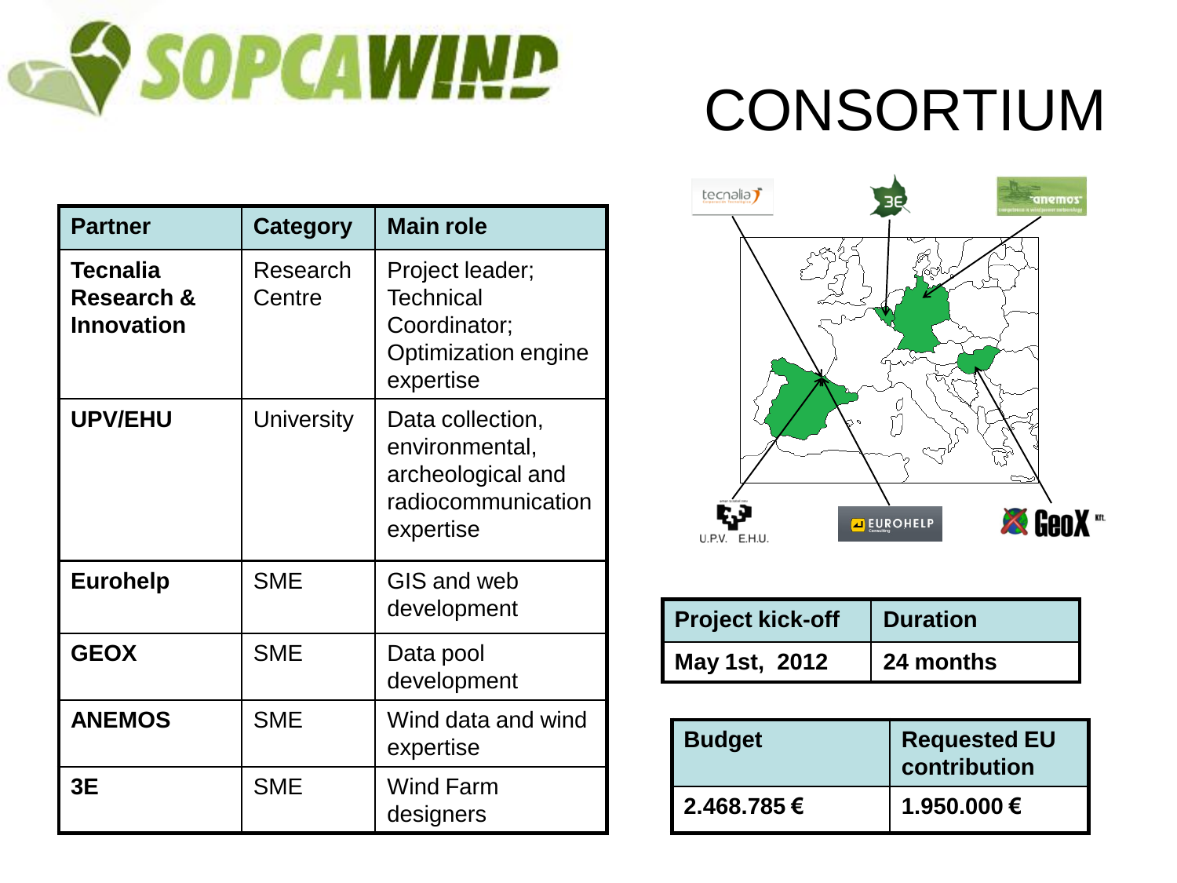# CONSORTIUM

| Partner | Category | Main role |
| --- | --- | --- |
| **Tecnalia Research & Innovation** | Research Centre | Project leader; Technical Coordinator; Optimization engine expertise |
| **UPV/EHU** | University | Data collection, environmental, archeological and radiocommunication expertise |
| **Eurohelp** | SME | GIS and web development |
| **GEOX** | SME | Data pool development |
| **ANEMOS** | SME | Wind data and wind expertise |
| **3E** | SME | Wind Farm designers |

| Project kick-off | Duration |
| --- | --- |
| **May 1st, 2012** | **24 months** |

| Budget | Requested EU contribution |
| --- | --- |
| **2.468.785 €** | **1.950.000 €** |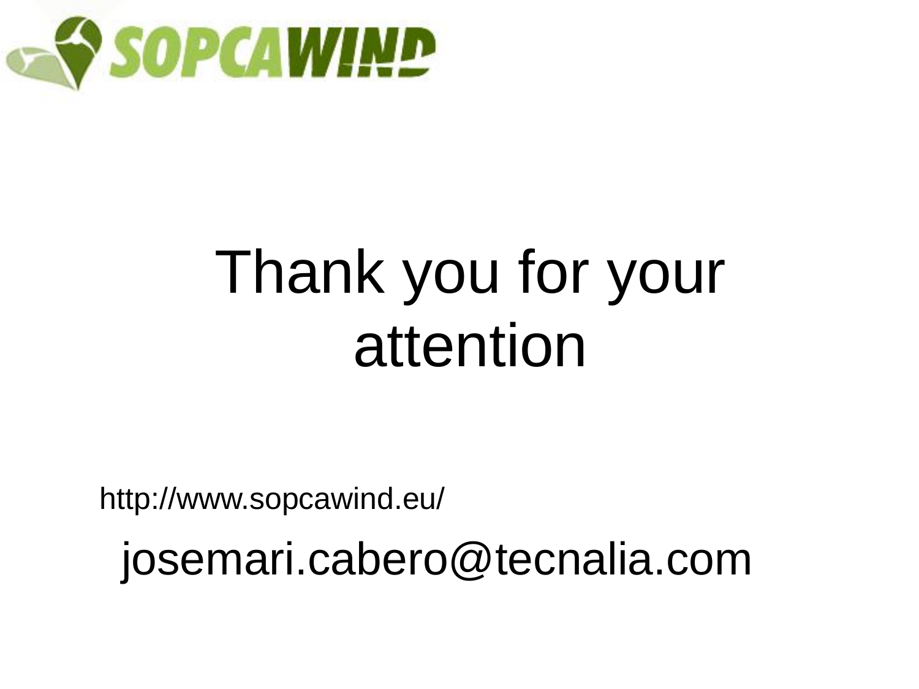SOPCAWIND

# Thank you for your attention

http://www.sopcawind.eu/

josemari.cabero@tecnalia.com